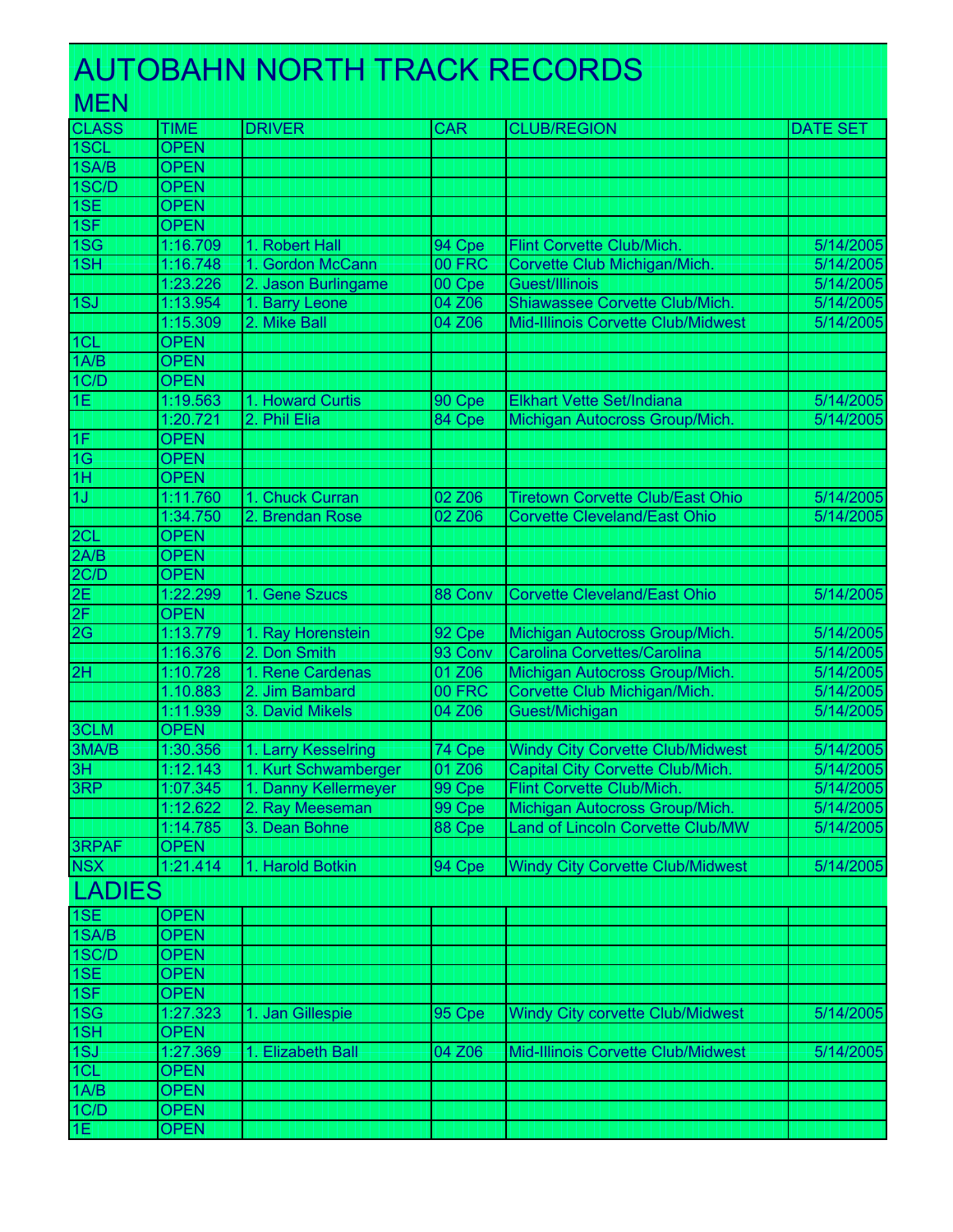# AUTOBAHN NORTH TRACK RECORDS

## MEN

| CLASS | TIME | DRIVER | CAR | CLUB/REGION | DATE SET |
|---|---|---|---|---|---|
| 1SCL | OPEN | | | | |
| 1SA/B | OPEN | | | | |
| 1SC/D | OPEN | | | | |
| 1SE | OPEN | | | | |
| 1SF | OPEN | | | | |
| 1SG | 1:16.709 | 1. Robert Hall | 94 Cpe | Flint Corvette Club/Mich. | 5/14/2005 |
| 1SH | 1:16.748 | 1. Gordon McCann | 00 FRC | Corvette Club Michigan/Mich. | 5/14/2005 |
| | 1:23.226 | 2. Jason Burlingame | 00 Cpe | Guest/Illinois | 5/14/2005 |
| 1SJ | 1:13.954 | 1. Barry Leone | 04 Z06 | Shiawassee Corvette Club/Mich. | 5/14/2005 |
| | 1:15.309 | 2. Mike Ball | 04 Z06 | Mid-Illinois Corvette Club/Midwest | 5/14/2005 |
| 1CL | OPEN | | | | |
| 1A/B | OPEN | | | | |
| 1C/D | OPEN | | | | |
| 1E | 1:19.563 | 1. Howard Curtis | 90 Cpe | Elkhart Vette Set/Indiana | 5/14/2005 |
| | 1:20.721 | 2. Phil Elia | 84 Cpe | Michigan Autocross Group/Mich. | 5/14/2005 |
| 1F | OPEN | | | | |
| 1G | OPEN | | | | |
| 1H | OPEN | | | | |
| 1J | 1:11.760 | 1. Chuck Curran | 02 Z06 | Tiretown Corvette Club/East Ohio | 5/14/2005 |
| | 1:34.750 | 2. Brendan Rose | 02 Z06 | Corvette Cleveland/East Ohio | 5/14/2005 |
| 2CL | OPEN | | | | |
| 2A/B | OPEN | | | | |
| 2C/D | OPEN | | | | |
| 2E | 1:22.299 | 1. Gene Szucs | 88 Conv | Corvette Cleveland/East Ohio | 5/14/2005 |
| 2F | OPEN | | | | |
| 2G | 1:13.779 | 1. Ray Horenstein | 92 Cpe | Michigan Autocross Group/Mich. | 5/14/2005 |
| | 1:16.376 | 2. Don Smith | 93 Conv | Carolina Corvettes/Carolina | 5/14/2005 |
| 2H | 1:10.728 | 1. Rene Cardenas | 01 Z06 | Michigan Autocross Group/Mich. | 5/14/2005 |
| | 1.10.883 | 2. Jim Bambard | 00 FRC | Corvette Club Michigan/Mich. | 5/14/2005 |
| | 1:11.939 | 3. David Mikels | 04 Z06 | Guest/Michigan | 5/14/2005 |
| 3CLM | OPEN | | | | |
| 3MA/B | 1:30.356 | 1. Larry Kesselring | 74 Cpe | Windy City Corvette Club/Midwest | 5/14/2005 |
| 3H | 1:12.143 | 1. Kurt Schwamberger | 01 Z06 | Capital City Corvette Club/Mich. | 5/14/2005 |
| 3RP | 1:07.345 | 1. Danny Kellermeyer | 99 Cpe | Flint Corvette Club/Mich. | 5/14/2005 |
| | 1:12.622 | 2. Ray Meeseman | 99 Cpe | Michigan Autocross Group/Mich. | 5/14/2005 |
| | 1:14.785 | 3. Dean Bohne | 88 Cpe | Land of Lincoln Corvette Club/MW | 5/14/2005 |
| 3RPAF | OPEN | | | | |
| NSX | 1:21.414 | 1. Harold Botkin | 94 Cpe | Windy City Corvette Club/Midwest | 5/14/2005 |

## LADIES

| CLASS | TIME | DRIVER | CAR | CLUB/REGION | DATE SET |
|---|---|---|---|---|---|
| 1SE | OPEN | | | | |
| 1SA/B | OPEN | | | | |
| 1SC/D | OPEN | | | | |
| 1SE | OPEN | | | | |
| 1SF | OPEN | | | | |
| 1SG | 1:27.323 | 1. Jan Gillespie | 95 Cpe | Windy City corvette Club/Midwest | 5/14/2005 |
| 1SH | OPEN | | | | |
| 1SJ | 1:27.369 | 1. Elizabeth Ball | 04 Z06 | Mid-Illinois Corvette Club/Midwest | 5/14/2005 |
| 1CL | OPEN | | | | |
| 1A/B | OPEN | | | | |
| 1C/D | OPEN | | | | |
| 1E | OPEN | | | | |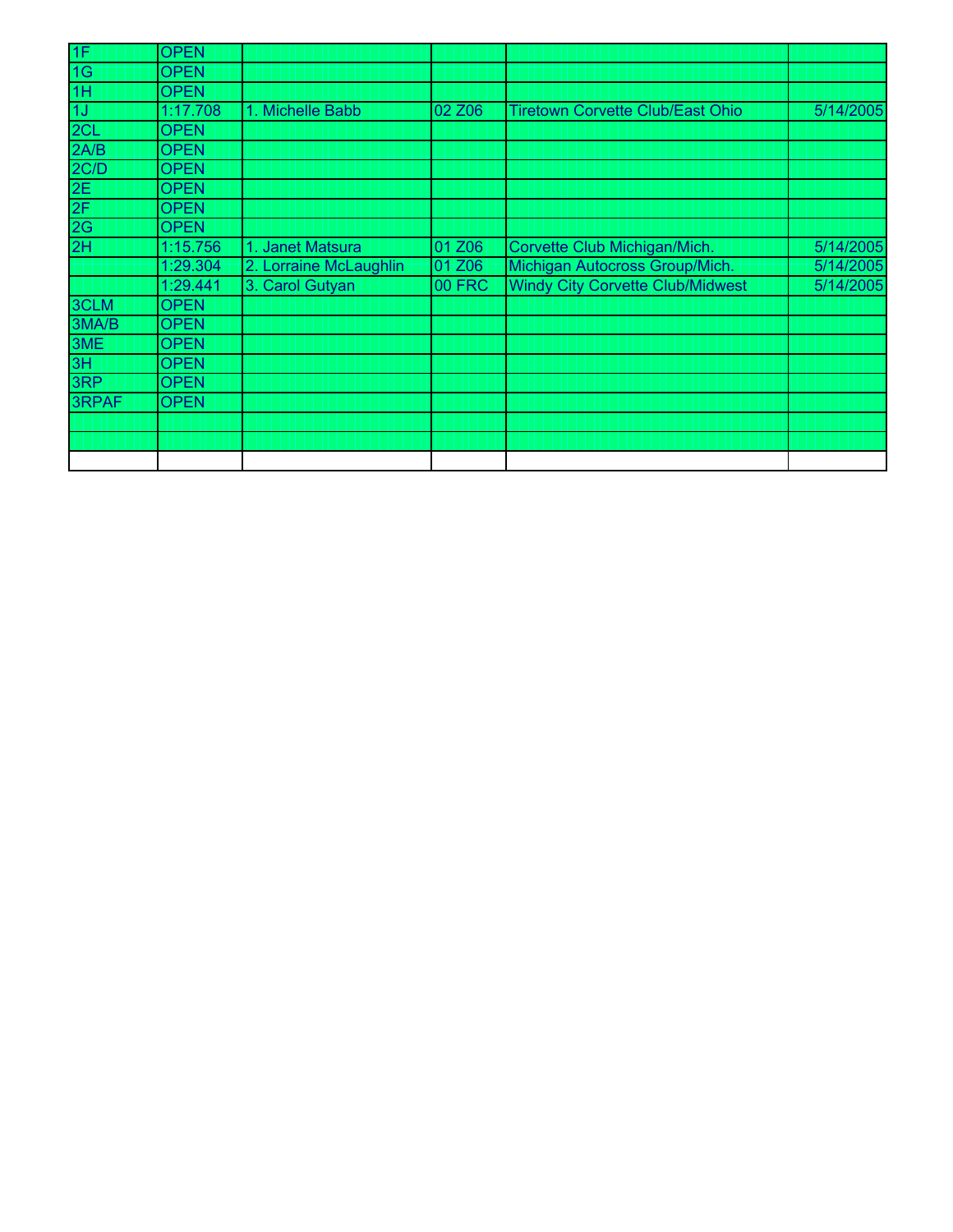| | | | | | |
|---|---|---|---|---|---|
| 1F | OPEN | | | | |
| 1G | OPEN | | | | |
| 1H | OPEN | | | | |
| 1J | 1:17.708 | 1. Michelle Babb | 02 Z06 | Tiretown Corvette Club/East Ohio | 5/14/2005 |
| 2CL | OPEN | | | | |
| 2A/B | OPEN | | | | |
| 2C/D | OPEN | | | | |
| 2E | OPEN | | | | |
| 2F | OPEN | | | | |
| 2G | OPEN | | | | |
| 2H | 1:15.756 | 1. Janet Matsura | 01 Z06 | Corvette Club Michigan/Mich. | 5/14/2005 |
| | 1:29.304 | 2. Lorraine McLaughlin | 01 Z06 | Michigan Autocross Group/Mich. | 5/14/2005 |
| | 1:29.441 | 3. Carol Gutyan | 00 FRC | Windy City Corvette Club/Midwest | 5/14/2005 |
| 3CLM | OPEN | | | | |
| 3MA/B | OPEN | | | | |
| 3ME | OPEN | | | | |
| 3H | OPEN | | | | |
| 3RP | OPEN | | | | |
| 3RPAF | OPEN | | | | |
| | | | | | |
| | | | | | |
| | | | | | |